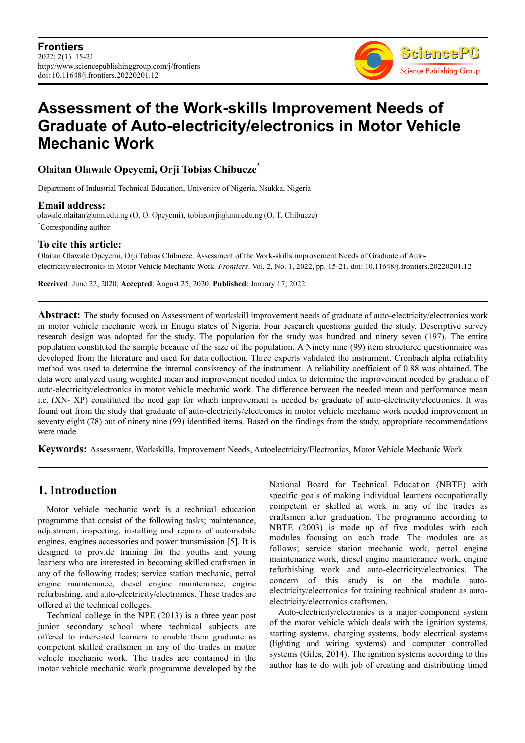# Assessment of the Work-skills Improvement Needs of Graduate of Auto-electricity/electronics in Motor Vehicle Mechanic Work

**Olaitan Olawale Opeyemi, Orji Tobias Chibueze***

Department of Industrial Technical Education, University of Nigeria, Nsukka, Nigeria

## Email address:

olawale.olaitan@unn.edu.ng (O. O. Opeyemi), tobias.orji@unn.edu.ng (O. T. Chibueze)

*Corresponding author

## To cite this article:

Olaitan Olawale Opeyemi, Orji Tobias Chibueze. Assessment of the Work-skills improvement Needs of Graduate of Auto-electricity/electronics in Motor Vehicle Mechanic Work. *Frontiers*. Vol. 2, No. 1, 2022, pp. 15-21. doi: 10.11648/j.frontiers.20220201.12

**Received**: June 22, 2020; **Accepted**: August 25, 2020; **Published**: January 17, 2022

---

**Abstract:** The study focused on Assessment of workskill improvement needs of graduate of auto-electricity/electronics work in motor vehicle mechanic work in Enugu states of Nigeria. Four research questions guided the study. Descriptive survey research design was adopted for the study. The population for the study was hundred and ninety seven (197). The entire population constituted the sample because of the size of the population. A Ninety nine (99) item structured questionnaire was developed from the literature and used for data collection. Three experts validated the instrument. Cronbach alpha reliability method was used to determine the internal consistency of the instrument. A reliability coefficient of 0.88 was obtained. The data were analyzed using weighted mean and improvement needed index to determine the improvement needed by graduate of auto-electricity/electronics in motor vehicle mechanic work. The difference between the needed mean and performance mean i.e. (XN- XP) constituted the need gap for which improvement is needed by graduate of auto-electricity/electronics. It was found out from the study that graduate of auto-electricity/electronics in motor vehicle mechanic work needed improvement in seventy eight (78) out of ninety nine (99) identified items. Based on the findings from the study, appropriate recommendations were made.

**Keywords:** Assessment, Workskills, Improvement Needs, Autoelectricity/Electronics, Motor Vehicle Mechanic Work

---

## 1. Introduction

Motor vehicle mechanic work is a technical education programme that consist of the following tasks; maintenance, adjustment, inspecting, installing and repairs of automobile engines, engines accessories and power transmission [5]. It is designed to provide training for the youths and young learners who are interested in becoming skilled craftsmen in any of the following trades; service station mechanic, petrol engine maintenance, diesel engine maintenance, engine refurbishing, and auto-electricity/electronics. These trades are offered at the technical colleges.

Technical college in the NPE (2013) is a three year post junior secondary school where technical subjects are offered to interested learners to enable them graduate as competent skilled craftsmen in any of the trades in motor vehicle mechanic work. The trades are contained in the motor vehicle mechanic work programme developed by the National Board for Technical Education (NBTE) with specific goals of making individual learners occupationally competent or skilled at work in any of the trades as craftsmen after graduation. The programme according to NBTE (2003) is made up of five modules with each modules focusing on each trade. The modules are as follows; service station mechanic work, petrol engine maintenance work, diesel engine maintenance work, engine refurbishing work and auto-electricity/electronics. The concern of this study is on the module auto-electricity/electronics for training technical student as auto-electricity/electronics craftsmen.

Auto-electricity/electronics is a major component system of the motor vehicle which deals with the ignition systems, starting systems, charging systems, body electrical systems (lighting and wiring systems) and computer controlled systems (Giles, 2014). The ignition systems according to this author has to do with job of creating and distributing timed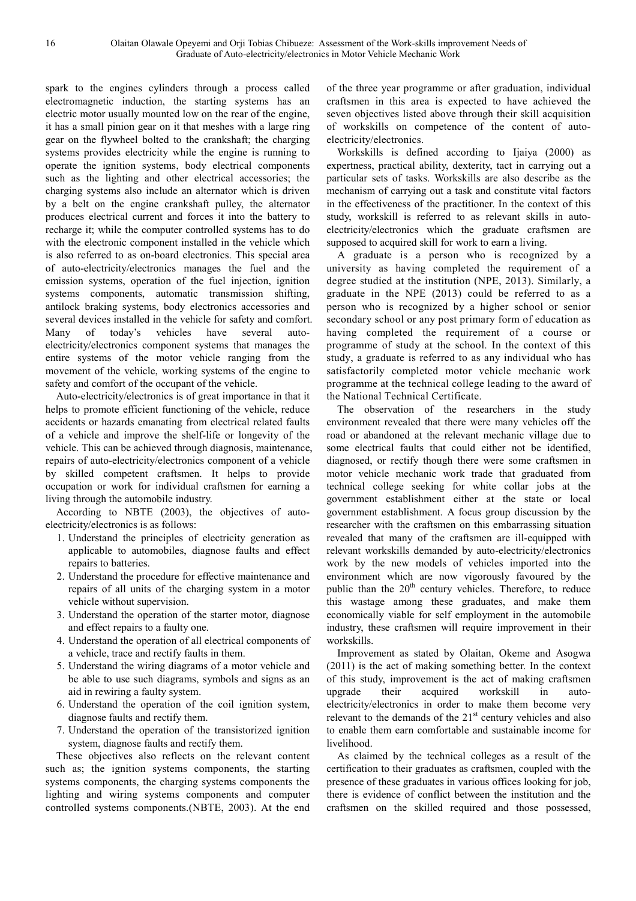spark to the engines cylinders through a process called electromagnetic induction, the starting systems has an electric motor usually mounted low on the rear of the engine, it has a small pinion gear on it that meshes with a large ring gear on the flywheel bolted to the crankshaft; the charging systems provides electricity while the engine is running to operate the ignition systems, body electrical components such as the lighting and other electrical accessories; the charging systems also include an alternator which is driven by a belt on the engine crankshaft pulley, the alternator produces electrical current and forces it into the battery to recharge it; while the computer controlled systems has to do with the electronic component installed in the vehicle which is also referred to as on-board electronics. This special area of auto-electricity/electronics manages the fuel and the emission systems, operation of the fuel injection, ignition systems components, automatic transmission shifting, antilock braking systems, body electronics accessories and several devices installed in the vehicle for safety and comfort. Many of today's vehicles have several auto-electricity/electronics component systems that manages the entire systems of the motor vehicle ranging from the movement of the vehicle, working systems of the engine to safety and comfort of the occupant of the vehicle.

Auto-electricity/electronics is of great importance in that it helps to promote efficient functioning of the vehicle, reduce accidents or hazards emanating from electrical related faults of a vehicle and improve the shelf-life or longevity of the vehicle. This can be achieved through diagnosis, maintenance, repairs of auto-electricity/electronics component of a vehicle by skilled competent craftsmen. It helps to provide occupation or work for individual craftsmen for earning a living through the automobile industry.

According to NBTE (2003), the objectives of auto-electricity/electronics is as follows:

1. Understand the principles of electricity generation as applicable to automobiles, diagnose faults and effect repairs to batteries.
2. Understand the procedure for effective maintenance and repairs of all units of the charging system in a motor vehicle without supervision.
3. Understand the operation of the starter motor, diagnose and effect repairs to a faulty one.
4. Understand the operation of all electrical components of a vehicle, trace and rectify faults in them.
5. Understand the wiring diagrams of a motor vehicle and be able to use such diagrams, symbols and signs as an aid in rewiring a faulty system.
6. Understand the operation of the coil ignition system, diagnose faults and rectify them.
7. Understand the operation of the transistorized ignition system, diagnose faults and rectify them.

These objectives also reflects on the relevant content such as; the ignition systems components, the starting systems components, the charging systems components the lighting and wiring systems components and computer controlled systems components.(NBTE, 2003). At the end of the three year programme or after graduation, individual craftsmen in this area is expected to have achieved the seven objectives listed above through their skill acquisition of workskills on competence of the content of auto-electricity/electronics.

Workskills is defined according to Ijaiya (2000) as expertness, practical ability, dexterity, tact in carrying out a particular sets of tasks. Workskills are also describe as the mechanism of carrying out a task and constitute vital factors in the effectiveness of the practitioner. In the context of this study, workskill is referred to as relevant skills in auto-electricity/electronics which the graduate craftsmen are supposed to acquired skill for work to earn a living.

A graduate is a person who is recognized by a university as having completed the requirement of a degree studied at the institution (NPE, 2013). Similarly, a graduate in the NPE (2013) could be referred to as a person who is recognized by a higher school or senior secondary school or any post primary form of education as having completed the requirement of a course or programme of study at the school. In the context of this study, a graduate is referred to as any individual who has satisfactorily completed motor vehicle mechanic work programme at the technical college leading to the award of the National Technical Certificate.

The observation of the researchers in the study environment revealed that there were many vehicles off the road or abandoned at the relevant mechanic village due to some electrical faults that could either not be identified, diagnosed, or rectify though there were some craftsmen in motor vehicle mechanic work trade that graduated from technical college seeking for white collar jobs at the government establishment either at the state or local government establishment. A focus group discussion by the researcher with the craftsmen on this embarrassing situation revealed that many of the craftsmen are ill-equipped with relevant workskills demanded by auto-electricity/electronics work by the new models of vehicles imported into the environment which are now vigorously favoured by the public than the 20th century vehicles. Therefore, to reduce this wastage among these graduates, and make them economically viable for self employment in the automobile industry, these craftsmen will require improvement in their workskills.

Improvement as stated by Olaitan, Okeme and Asogwa (2011) is the act of making something better. In the context of this study, improvement is the act of making craftsmen upgrade their acquired workskill in auto-electricity/electronics in order to make them become very relevant to the demands of the 21st century vehicles and also to enable them earn comfortable and sustainable income for livelihood.

As claimed by the technical colleges as a result of the certification to their graduates as craftsmen, coupled with the presence of these graduates in various offices looking for job, there is evidence of conflict between the institution and the craftsmen on the skilled required and those possessed,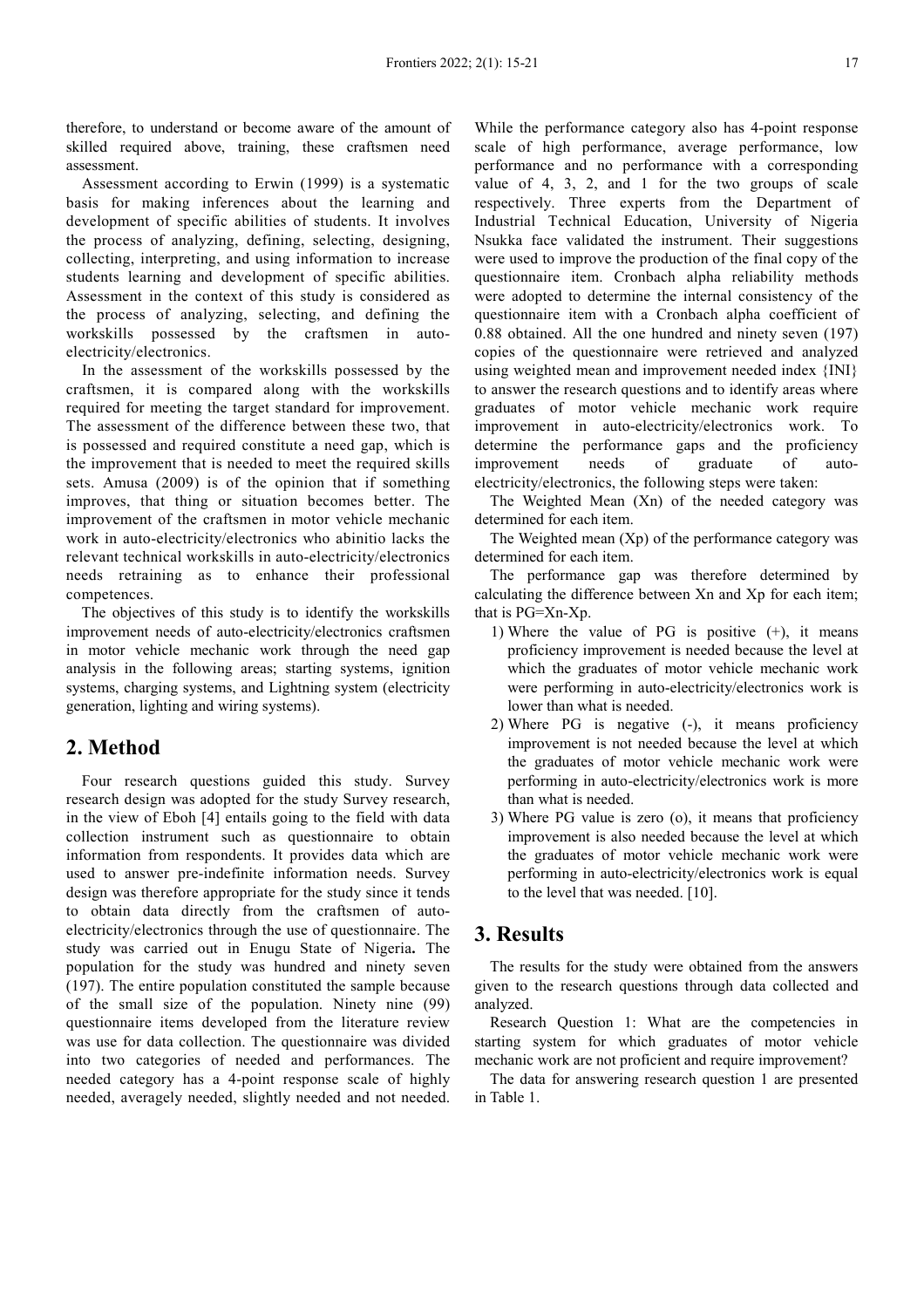therefore, to understand or become aware of the amount of skilled required above, training, these craftsmen need assessment.

Assessment according to Erwin (1999) is a systematic basis for making inferences about the learning and development of specific abilities of students. It involves the process of analyzing, defining, selecting, designing, collecting, interpreting, and using information to increase students learning and development of specific abilities. Assessment in the context of this study is considered as the process of analyzing, selecting, and defining the workskills possessed by the craftsmen in auto-electricity/electronics.

In the assessment of the workskills possessed by the craftsmen, it is compared along with the workskills required for meeting the target standard for improvement. The assessment of the difference between these two, that is possessed and required constitute a need gap, which is the improvement that is needed to meet the required skills sets. Amusa (2009) is of the opinion that if something improves, that thing or situation becomes better. The improvement of the craftsmen in motor vehicle mechanic work in auto-electricity/electronics who abinitio lacks the relevant technical workskills in auto-electricity/electronics needs retraining as to enhance their professional competences.

The objectives of this study is to identify the workskills improvement needs of auto-electricity/electronics craftsmen in motor vehicle mechanic work through the need gap analysis in the following areas; starting systems, ignition systems, charging systems, and Lightning system (electricity generation, lighting and wiring systems).

## 2. Method

Four research questions guided this study. Survey research design was adopted for the study Survey research, in the view of Eboh [4] entails going to the field with data collection instrument such as questionnaire to obtain information from respondents. It provides data which are used to answer pre-indefinite information needs. Survey design was therefore appropriate for the study since it tends to obtain data directly from the craftsmen of auto-electricity/electronics through the use of questionnaire. The study was carried out in Enugu State of Nigeria**.** The population for the study was hundred and ninety seven (197). The entire population constituted the sample because of the small size of the population. Ninety nine (99) questionnaire items developed from the literature review was use for data collection. The questionnaire was divided into two categories of needed and performances. The needed category has a 4-point response scale of highly needed, averagely needed, slightly needed and not needed. While the performance category also has 4-point response scale of high performance, average performance, low performance and no performance with a corresponding value of 4, 3, 2, and 1 for the two groups of scale respectively. Three experts from the Department of Industrial Technical Education, University of Nigeria Nsukka face validated the instrument. Their suggestions were used to improve the production of the final copy of the questionnaire item. Cronbach alpha reliability methods were adopted to determine the internal consistency of the questionnaire item with a Cronbach alpha coefficient of 0.88 obtained. All the one hundred and ninety seven (197) copies of the questionnaire were retrieved and analyzed using weighted mean and improvement needed index {INI} to answer the research questions and to identify areas where graduates of motor vehicle mechanic work require improvement in auto-electricity/electronics work. To determine the performance gaps and the proficiency improvement needs of graduate of auto-electricity/electronics, the following steps were taken:

The Weighted Mean ($X_n$) of the needed category was determined for each item.

The Weighted mean ($X_p$) of the performance category was determined for each item.

The performance gap was therefore determined by calculating the difference between $X_n$ and $X_p$ for each item; that is $PG=X_n-X_p$.

1) Where the value of PG is positive (+), it means proficiency improvement is needed because the level at which the graduates of motor vehicle mechanic work were performing in auto-electricity/electronics work is lower than what is needed.
2) Where PG is negative (-), it means proficiency improvement is not needed because the level at which the graduates of motor vehicle mechanic work were performing in auto-electricity/electronics work is more than what is needed.
3) Where PG value is zero (o), it means that proficiency improvement is also needed because the level at which the graduates of motor vehicle mechanic work were performing in auto-electricity/electronics work is equal to the level that was needed. [10].

## 3. Results

The results for the study were obtained from the answers given to the research questions through data collected and analyzed.

Research Question 1: What are the competencies in starting system for which graduates of motor vehicle mechanic work are not proficient and require improvement?

The data for answering research question 1 are presented in Table 1.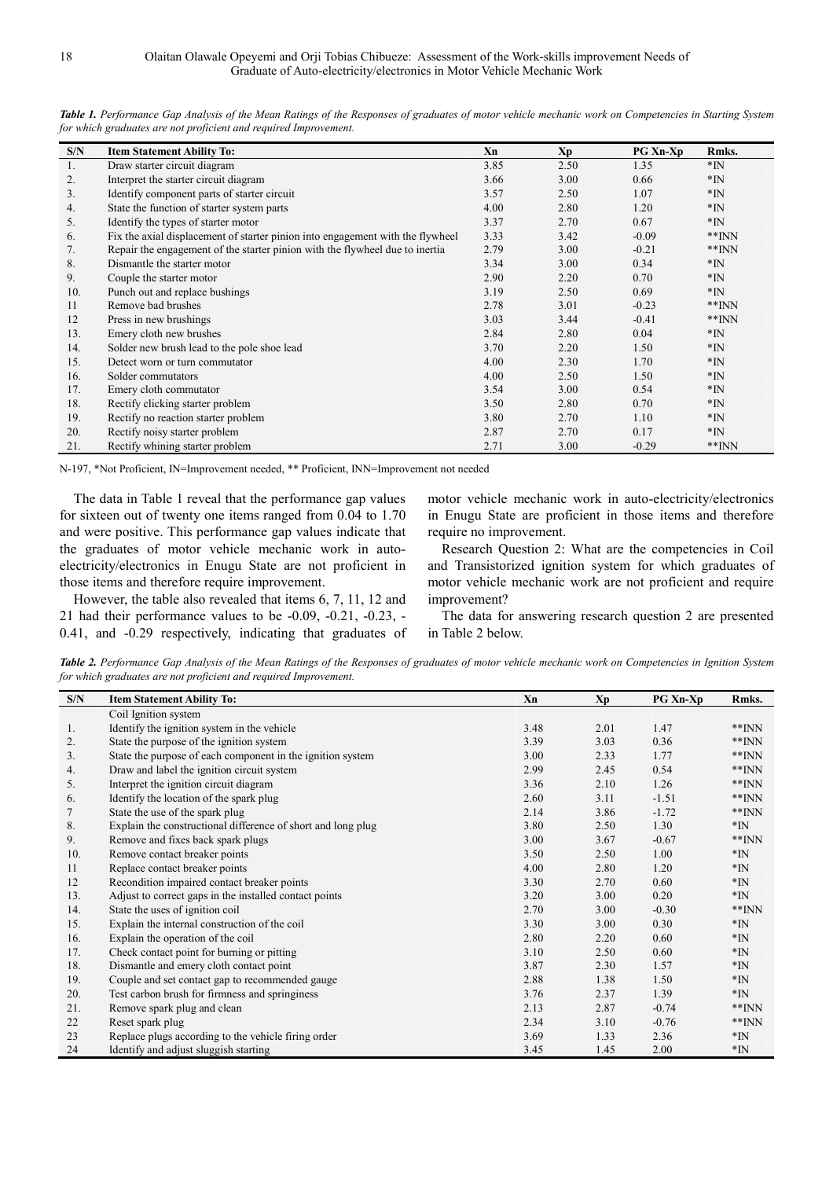*Table 1. Performance Gap Analysis of the Mean Ratings of the Responses of graduates of motor vehicle mechanic work on Competencies in Starting System for which graduates are not proficient and required Improvement.*

| S/N | Item Statement Ability To: | Xn | Xp | PG Xn-Xp | Rmks. |
|---|---|---|---|---|---|
| 1. | Draw starter circuit diagram | 3.85 | 2.50 | 1.35 | *IN |
| 2. | Interpret the starter circuit diagram | 3.66 | 3.00 | 0.66 | *IN |
| 3. | Identify component parts of starter circuit | 3.57 | 2.50 | 1.07 | *IN |
| 4. | State the function of starter system parts | 4.00 | 2.80 | 1.20 | *IN |
| 5. | Identify the types of starter motor | 3.37 | 2.70 | 0.67 | *IN |
| 6. | Fix the axial displacement of starter pinion into engagement with the flywheel | 3.33 | 3.42 | -0.09 | **INN |
| 7. | Repair the engagement of the starter pinion with the flywheel due to inertia | 2.79 | 3.00 | -0.21 | **INN |
| 8. | Dismantle the starter motor | 3.34 | 3.00 | 0.34 | *IN |
| 9. | Couple the starter motor | 2.90 | 2.20 | 0.70 | *IN |
| 10. | Punch out and replace bushings | 3.19 | 2.50 | 0.69 | *IN |
| 11 | Remove bad brushes | 2.78 | 3.01 | -0.23 | **INN |
| 12 | Press in new brushings | 3.03 | 3.44 | -0.41 | **INN |
| 13. | Emery cloth new brushes | 2.84 | 2.80 | 0.04 | *IN |
| 14. | Solder new brush lead to the pole shoe lead | 3.70 | 2.20 | 1.50 | *IN |
| 15. | Detect worn or turn commutator | 4.00 | 2.30 | 1.70 | *IN |
| 16. | Solder commutators | 4.00 | 2.50 | 1.50 | *IN |
| 17. | Emery cloth commutator | 3.54 | 3.00 | 0.54 | *IN |
| 18. | Rectify clicking starter problem | 3.50 | 2.80 | 0.70 | *IN |
| 19. | Rectify no reaction starter problem | 3.80 | 2.70 | 1.10 | *IN |
| 20. | Rectify noisy starter problem | 2.87 | 2.70 | 0.17 | *IN |
| 21. | Rectify whining starter problem | 2.71 | 3.00 | -0.29 | **INN |

N-197, *Not Proficient, IN=Improvement needed, ** Proficient, INN=Improvement not needed

The data in Table 1 reveal that the performance gap values for sixteen out of twenty one items ranged from 0.04 to 1.70 and were positive. This performance gap values indicate that the graduates of motor vehicle mechanic work in auto-electricity/electronics in Enugu State are not proficient in those items and therefore require improvement.

However, the table also revealed that items 6, 7, 11, 12 and 21 had their performance values to be -0.09, -0.21, -0.23, -0.41, and -0.29 respectively, indicating that graduates of motor vehicle mechanic work in auto-electricity/electronics in Enugu State are proficient in those items and therefore require no improvement.

Research Question 2: What are the competencies in Coil and Transistorized ignition system for which graduates of motor vehicle mechanic work are not proficient and require improvement?

The data for answering research question 2 are presented in Table 2 below.

*Table 2. Performance Gap Analysis of the Mean Ratings of the Responses of graduates of motor vehicle mechanic work on Competencies in Ignition System for which graduates are not proficient and required Improvement.*

| S/N | Item Statement Ability To: | Xn | Xp | PG Xn-Xp | Rmks. |
|---|---|---|---|---|---|
| | Coil Ignition system | | | | |
| 1. | Identify the ignition system in the vehicle | 3.48 | 2.01 | 1.47 | **INN |
| 2. | State the purpose of the ignition system | 3.39 | 3.03 | 0.36 | **INN |
| 3. | State the purpose of each component in the ignition system | 3.00 | 2.33 | 1.77 | **INN |
| 4. | Draw and label the ignition circuit system | 2.99 | 2.45 | 0.54 | **INN |
| 5. | Interpret the ignition circuit diagram | 3.36 | 2.10 | 1.26 | **INN |
| 6. | Identify the location of the spark plug | 2.60 | 3.11 | -1.51 | **INN |
| 7 | State the use of the spark plug | 2.14 | 3.86 | -1.72 | **INN |
| 8. | Explain the constructional difference of short and long plug | 3.80 | 2.50 | 1.30 | *IN |
| 9. | Remove and fixes back spark plugs | 3.00 | 3.67 | -0.67 | **INN |
| 10. | Remove contact breaker points | 3.50 | 2.50 | 1.00 | *IN |
| 11 | Replace contact breaker points | 4.00 | 2.80 | 1.20 | *IN |
| 12 | Recondition impaired contact breaker points | 3.30 | 2.70 | 0.60 | *IN |
| 13. | Adjust to correct gaps in the installed contact points | 3.20 | 3.00 | 0.20 | *IN |
| 14. | State the uses of ignition coil | 2.70 | 3.00 | -0.30 | **INN |
| 15. | Explain the internal construction of the coil | 3.30 | 3.00 | 0.30 | *IN |
| 16. | Explain the operation of the coil | 2.80 | 2.20 | 0.60 | *IN |
| 17. | Check contact point for burning or pitting | 3.10 | 2.50 | 0.60 | *IN |
| 18. | Dismantle and emery cloth contact point | 3.87 | 2.30 | 1.57 | *IN |
| 19. | Couple and set contact gap to recommended gauge | 2.88 | 1.38 | 1.50 | *IN |
| 20. | Test carbon brush for firmness and springiness | 3.76 | 2.37 | 1.39 | *IN |
| 21. | Remove spark plug and clean | 2.13 | 2.87 | -0.74 | **INN |
| 22 | Reset spark plug | 2.34 | 3.10 | -0.76 | **INN |
| 23 | Replace plugs according to the vehicle firing order | 3.69 | 1.33 | 2.36 | *IN |
| 24 | Identify and adjust sluggish starting | 3.45 | 1.45 | 2.00 | *IN |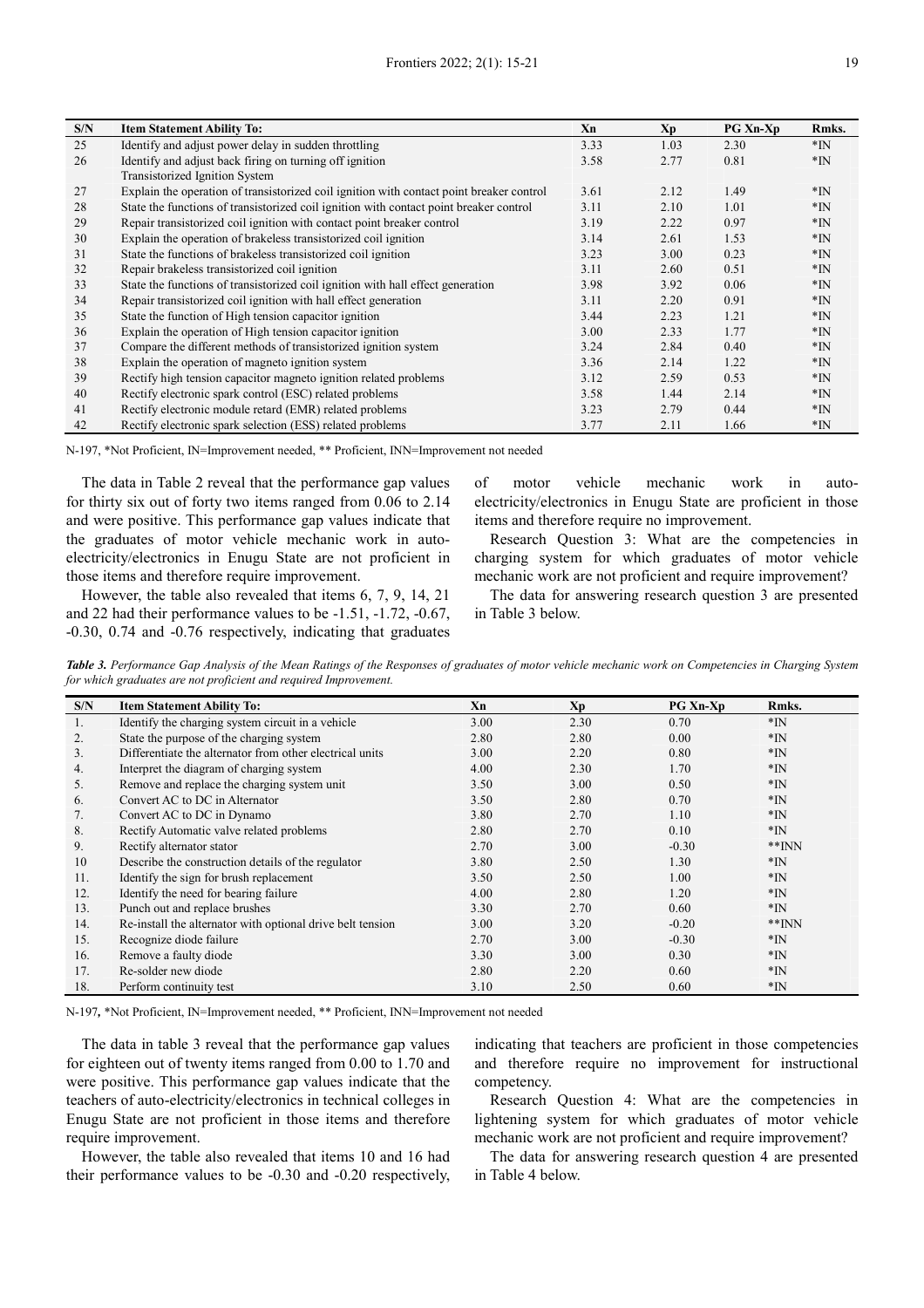| S/N | Item Statement Ability To: | Xn | Xp | PG Xn-Xp | Rmks. |
|---|---|---|---|---|---|
| 25 | Identify and adjust power delay in sudden throttling | 3.33 | 1.03 | 2.30 | *IN |
| 26 | Identify and adjust back firing on turning off ignition | 3.58 | 2.77 | 0.81 | *IN |
| | Transistorized Ignition System | | | | |
| 27 | Explain the operation of transistorized coil ignition with contact point breaker control | 3.61 | 2.12 | 1.49 | *IN |
| 28 | State the functions of transistorized coil ignition with contact point breaker control | 3.11 | 2.10 | 1.01 | *IN |
| 29 | Repair transistorized coil ignition with contact point breaker control | 3.19 | 2.22 | 0.97 | *IN |
| 30 | Explain the operation of brakeless transistorized coil ignition | 3.14 | 2.61 | 1.53 | *IN |
| 31 | State the functions of brakeless transistorized coil ignition | 3.23 | 3.00 | 0.23 | *IN |
| 32 | Repair brakeless transistorized coil ignition | 3.11 | 2.60 | 0.51 | *IN |
| 33 | State the functions of transistorized coil ignition with hall effect generation | 3.98 | 3.92 | 0.06 | *IN |
| 34 | Repair transistorized coil ignition with hall effect generation | 3.11 | 2.20 | 0.91 | *IN |
| 35 | State the function of High tension capacitor ignition | 3.44 | 2.23 | 1.21 | *IN |
| 36 | Explain the operation of High tension capacitor ignition | 3.00 | 2.33 | 1.77 | *IN |
| 37 | Compare the different methods of transistorized ignition system | 3.24 | 2.84 | 0.40 | *IN |
| 38 | Explain the operation of magneto ignition system | 3.36 | 2.14 | 1.22 | *IN |
| 39 | Rectify high tension capacitor magneto ignition related problems | 3.12 | 2.59 | 0.53 | *IN |
| 40 | Rectify electronic spark control (ESC) related problems | 3.58 | 1.44 | 2.14 | *IN |
| 41 | Rectify electronic module retard (EMR) related problems | 3.23 | 2.79 | 0.44 | *IN |
| 42 | Rectify electronic spark selection (ESS) related problems | 3.77 | 2.11 | 1.66 | *IN |

N-197, *Not Proficient, IN=Improvement needed, ** Proficient, INN=Improvement not needed

The data in Table 2 reveal that the performance gap values for thirty six out of forty two items ranged from 0.06 to 2.14 and were positive. This performance gap values indicate that the graduates of motor vehicle mechanic work in auto-electricity/electronics in Enugu State are not proficient in those items and therefore require improvement.

However, the table also revealed that items 6, 7, 9, 14, 21 and 22 had their performance values to be -1.51, -1.72, -0.67, -0.30, 0.74 and -0.76 respectively, indicating that graduates of motor vehicle mechanic work in auto-electricity/electronics in Enugu State are proficient in those items and therefore require no improvement.

Research Question 3: What are the competencies in charging system for which graduates of motor vehicle mechanic work are not proficient and require improvement?

The data for answering research question 3 are presented in Table 3 below.

***Table 3.*** *Performance Gap Analysis of the Mean Ratings of the Responses of graduates of motor vehicle mechanic work on Competencies in Charging System for which graduates are not proficient and required Improvement.*

| S/N | Item Statement Ability To: | Xn | Xp | PG Xn-Xp | Rmks. |
|---|---|---|---|---|---|
| 1. | Identify the charging system circuit in a vehicle | 3.00 | 2.30 | 0.70 | *IN |
| 2. | State the purpose of the charging system | 2.80 | 2.80 | 0.00 | *IN |
| 3. | Differentiate the alternator from other electrical units | 3.00 | 2.20 | 0.80 | *IN |
| 4. | Interpret the diagram of charging system | 4.00 | 2.30 | 1.70 | *IN |
| 5. | Remove and replace the charging system unit | 3.50 | 3.00 | 0.50 | *IN |
| 6. | Convert AC to DC in Alternator | 3.50 | 2.80 | 0.70 | *IN |
| 7. | Convert AC to DC in Dynamo | 3.80 | 2.70 | 1.10 | *IN |
| 8. | Rectify Automatic valve related problems | 2.80 | 2.70 | 0.10 | *IN |
| 9. | Rectify alternator stator | 2.70 | 3.00 | -0.30 | **INN |
| 10 | Describe the construction details of the regulator | 3.80 | 2.50 | 1.30 | *IN |
| 11. | Identify the sign for brush replacement | 3.50 | 2.50 | 1.00 | *IN |
| 12. | Identify the need for bearing failure | 4.00 | 2.80 | 1.20 | *IN |
| 13. | Punch out and replace brushes | 3.30 | 2.70 | 0.60 | *IN |
| 14. | Re-install the alternator with optional drive belt tension | 3.00 | 3.20 | -0.20 | **INN |
| 15. | Recognize diode failure | 2.70 | 3.00 | -0.30 | *IN |
| 16. | Remove a faulty diode | 3.30 | 3.00 | 0.30 | *IN |
| 17. | Re-solder new diode | 2.80 | 2.20 | 0.60 | *IN |
| 18. | Perform continuity test | 3.10 | 2.50 | 0.60 | *IN |

N-197, *Not Proficient, IN=Improvement needed, ** Proficient, INN=Improvement not needed

The data in table 3 reveal that the performance gap values for eighteen out of twenty items ranged from 0.00 to 1.70 and were positive. This performance gap values indicate that the teachers of auto-electricity/electronics in technical colleges in Enugu State are not proficient in those items and therefore require improvement.

However, the table also revealed that items 10 and 16 had their performance values to be -0.30 and -0.20 respectively, indicating that teachers are proficient in those competencies and therefore require no improvement for instructional competency.

Research Question 4: What are the competencies in lightening system for which graduates of motor vehicle mechanic work are not proficient and require improvement?

The data for answering research question 4 are presented in Table 4 below.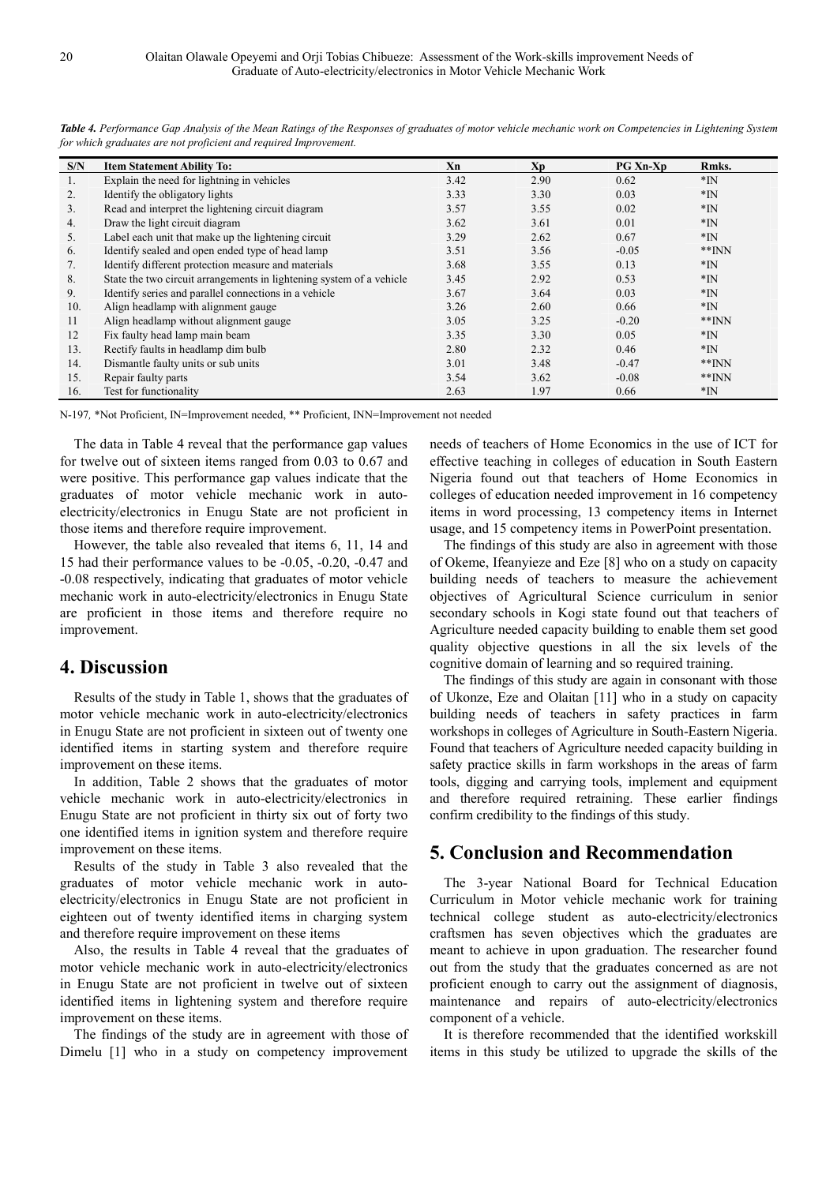*Table 4. Performance Gap Analysis of the Mean Ratings of the Responses of graduates of motor vehicle mechanic work on Competencies in Lightening System for which graduates are not proficient and required Improvement.*

| S/N | Item Statement Ability To: | Xn | Xp | PG Xn-Xp | Rmks. |
|---|---|---|---|---|---|
| 1. | Explain the need for lightning in vehicles | 3.42 | 2.90 | 0.62 | *IN |
| 2. | Identify the obligatory lights | 3.33 | 3.30 | 0.03 | *IN |
| 3. | Read and interpret the lightening circuit diagram | 3.57 | 3.55 | 0.02 | *IN |
| 4. | Draw the light circuit diagram | 3.62 | 3.61 | 0.01 | *IN |
| 5. | Label each unit that make up the lightening circuit | 3.29 | 2.62 | 0.67 | *IN |
| 6. | Identify sealed and open ended type of head lamp | 3.51 | 3.56 | -0.05 | **INN |
| 7. | Identify different protection measure and materials | 3.68 | 3.55 | 0.13 | *IN |
| 8. | State the two circuit arrangements in lightening system of a vehicle | 3.45 | 2.92 | 0.53 | *IN |
| 9. | Identify series and parallel connections in a vehicle | 3.67 | 3.64 | 0.03 | *IN |
| 10. | Align headlamp with alignment gauge | 3.26 | 2.60 | 0.66 | *IN |
| 11 | Align headlamp without alignment gauge | 3.05 | 3.25 | -0.20 | **INN |
| 12 | Fix faulty head lamp main beam | 3.35 | 3.30 | 0.05 | *IN |
| 13. | Rectify faults in headlamp dim bulb | 2.80 | 2.32 | 0.46 | *IN |
| 14. | Dismantle faulty units or sub units | 3.01 | 3.48 | -0.47 | **INN |
| 15. | Repair faulty parts | 3.54 | 3.62 | -0.08 | **INN |
| 16. | Test for functionality | 2.63 | 1.97 | 0.66 | *IN |

N-197, *Not Proficient, IN=Improvement needed, ** Proficient, INN=Improvement not needed

The data in Table 4 reveal that the performance gap values for twelve out of sixteen items ranged from 0.03 to 0.67 and were positive. This performance gap values indicate that the graduates of motor vehicle mechanic work in auto-electricity/electronics in Enugu State are not proficient in those items and therefore require improvement.

However, the table also revealed that items 6, 11, 14 and 15 had their performance values to be -0.05, -0.20, -0.47 and -0.08 respectively, indicating that graduates of motor vehicle mechanic work in auto-electricity/electronics in Enugu State are proficient in those items and therefore require no improvement.

## 4. Discussion

Results of the study in Table 1, shows that the graduates of motor vehicle mechanic work in auto-electricity/electronics in Enugu State are not proficient in sixteen out of twenty one identified items in starting system and therefore require improvement on these items.

In addition, Table 2 shows that the graduates of motor vehicle mechanic work in auto-electricity/electronics in Enugu State are not proficient in thirty six out of forty two one identified items in ignition system and therefore require improvement on these items.

Results of the study in Table 3 also revealed that the graduates of motor vehicle mechanic work in auto-electricity/electronics in Enugu State are not proficient in eighteen out of twenty identified items in charging system and therefore require improvement on these items

Also, the results in Table 4 reveal that the graduates of motor vehicle mechanic work in auto-electricity/electronics in Enugu State are not proficient in twelve out of sixteen identified items in lightening system and therefore require improvement on these items.

The findings of the study are in agreement with those of Dimelu [1] who in a study on competency improvement needs of teachers of Home Economics in the use of ICT for effective teaching in colleges of education in South Eastern Nigeria found out that teachers of Home Economics in colleges of education needed improvement in 16 competency items in word processing, 13 competency items in Internet usage, and 15 competency items in PowerPoint presentation.

The findings of this study are also in agreement with those of Okeme, Ifeanyieze and Eze [8] who on a study on capacity building needs of teachers to measure the achievement objectives of Agricultural Science curriculum in senior secondary schools in Kogi state found out that teachers of Agriculture needed capacity building to enable them set good quality objective questions in all the six levels of the cognitive domain of learning and so required training.

The findings of this study are again in consonant with those of Ukonze, Eze and Olaitan [11] who in a study on capacity building needs of teachers in safety practices in farm workshops in colleges of Agriculture in South-Eastern Nigeria. Found that teachers of Agriculture needed capacity building in safety practice skills in farm workshops in the areas of farm tools, digging and carrying tools, implement and equipment and therefore required retraining. These earlier findings confirm credibility to the findings of this study.

## 5. Conclusion and Recommendation

The 3-year National Board for Technical Education Curriculum in Motor vehicle mechanic work for training technical college student as auto-electricity/electronics craftsmen has seven objectives which the graduates are meant to achieve in upon graduation. The researcher found out from the study that the graduates concerned as are not proficient enough to carry out the assignment of diagnosis, maintenance and repairs of auto-electricity/electronics component of a vehicle.

It is therefore recommended that the identified workskill items in this study be utilized to upgrade the skills of the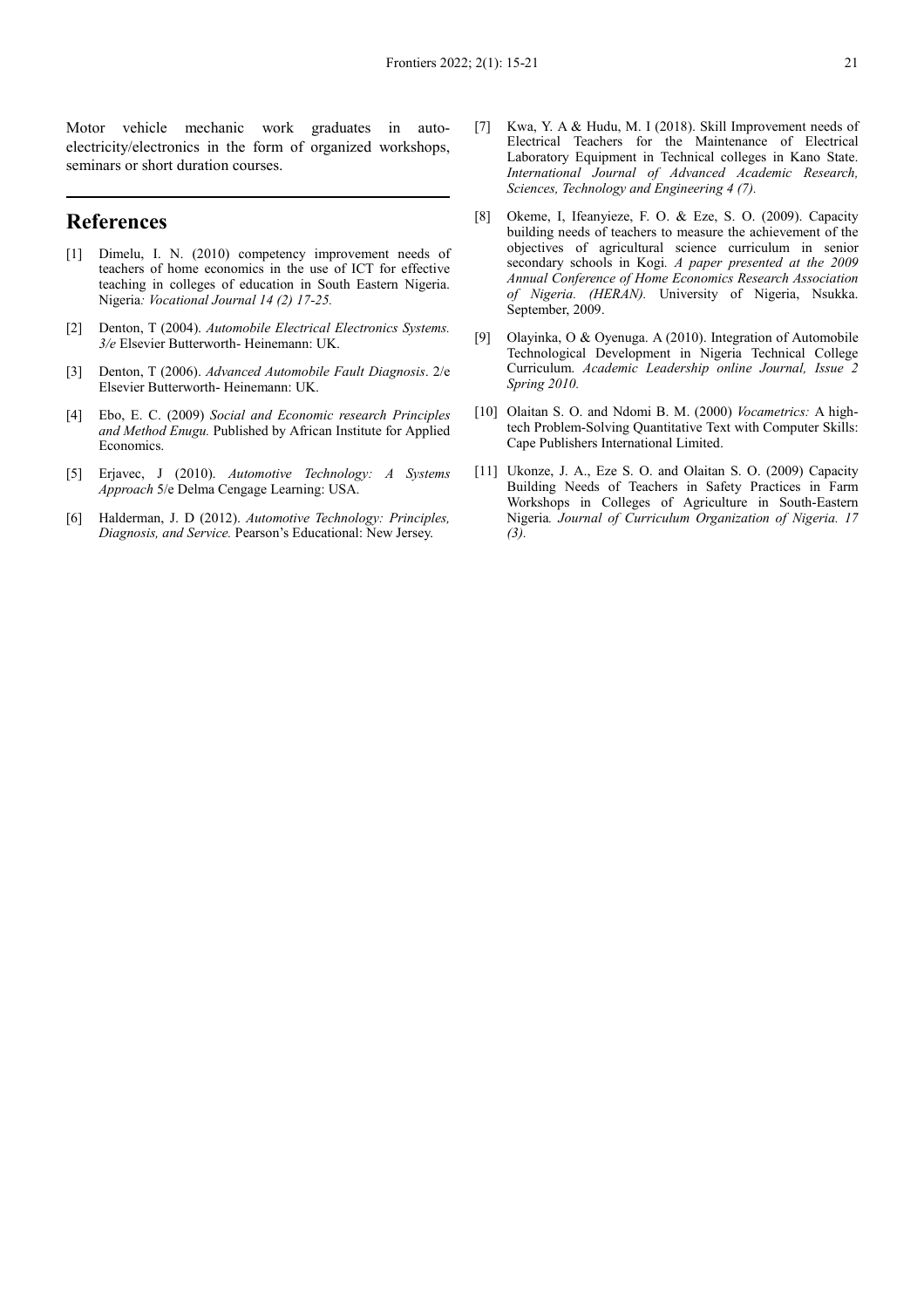Motor vehicle mechanic work graduates in auto-electricity/electronics in the form of organized workshops, seminars or short duration courses.

## References

[1] Dimelu, I. N. (2010) competency improvement needs of teachers of home economics in the use of ICT for effective teaching in colleges of education in South Eastern Nigeria. Nigeria*: Vocational Journal 14 (2) 17-25.*

[2] Denton, T (2004). *Automobile Electrical Electronics Systems. 3/e* Elsevier Butterworth- Heinemann: UK.

[3] Denton, T (2006). *Advanced Automobile Fault Diagnosis*. 2/e Elsevier Butterworth- Heinemann: UK.

[4] Ebo, E. C. (2009) *Social and Economic research Principles and Method Enugu.* Published by African Institute for Applied Economics.

[5] Erjavec, J (2010). *Automotive Technology: A Systems Approach* 5/e Delma Cengage Learning: USA.

[6] Halderman, J. D (2012). *Automotive Technology: Principles, Diagnosis, and Service.* Pearson's Educational: New Jersey.

[7] Kwa, Y. A & Hudu, M. I (2018). Skill Improvement needs of Electrical Teachers for the Maintenance of Electrical Laboratory Equipment in Technical colleges in Kano State. *International Journal of Advanced Academic Research, Sciences, Technology and Engineering 4 (7).*

[8] Okeme, I, Ifeanyieze, F. O. & Eze, S. O. (2009). Capacity building needs of teachers to measure the achievement of the objectives of agricultural science curriculum in senior secondary schools in Kogi*. A paper presented at the 2009 Annual Conference of Home Economics Research Association of Nigeria. (HERAN).* University of Nigeria, Nsukka. September, 2009.

[9] Olayinka, O & Oyenuga. A (2010). Integration of Automobile Technological Development in Nigeria Technical College Curriculum. *Academic Leadership online Journal, Issue 2 Spring 2010.*

[10] Olaitan S. O. and Ndomi B. M. (2000) *Vocametrics:* A high-tech Problem-Solving Quantitative Text with Computer Skills: Cape Publishers International Limited.

[11] Ukonze, J. A., Eze S. O. and Olaitan S. O. (2009) Capacity Building Needs of Teachers in Safety Practices in Farm Workshops in Colleges of Agriculture in South-Eastern Nigeria*. Journal of Curriculum Organization of Nigeria. 17 (3).*